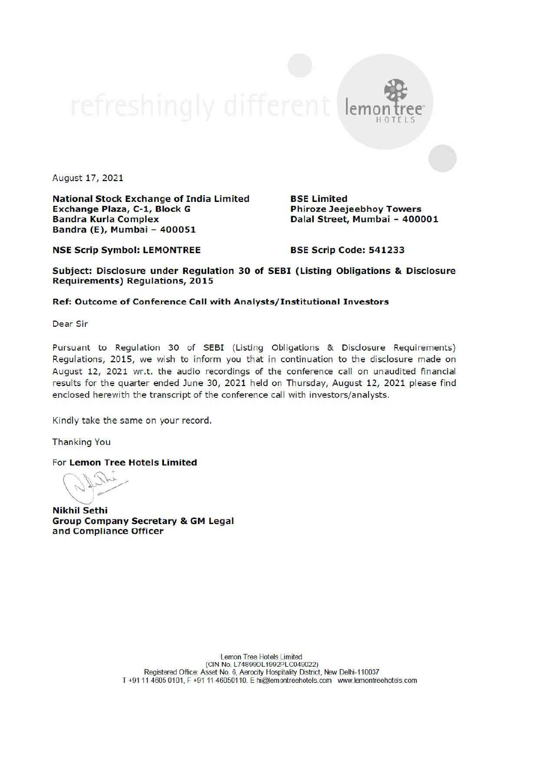refreshingly different lemon tree HOTELS

August 17, 2021

**National Stock Exchange of India Limited**
**Exchange Plaza, C-1, Block G**
**Bandra Kurla Complex**
**Bandra (E), Mumbai – 400051**

**BSE Limited**
**Phiroze Jeejeebhoy Towers**
**Dalal Street, Mumbai - 400001**

**NSE Scrip Symbol: LEMONTREE**

**BSE Scrip Code: 541233**

**Subject: Disclosure under Regulation 30 of SEBI (Listing Obligations & Disclosure Requirements) Regulations, 2015**

**Ref: Outcome of Conference Call with Analysts/Institutional Investors**

Dear Sir

Pursuant to Regulation 30 of SEBI (Listing Obligations & Disclosure Requirements) Regulations, 2015, we wish to inform you that in continuation to the disclosure made on August 12, 2021 wr.t. the audio recordings of the conference call on unaudited financial results for the quarter ended June 30, 2021 held on Thursday, August 12, 2021 please find enclosed herewith the transcript of the conference call with investors/analysts.

Kindly take the same on your record.

Thanking You

For **Lemon Tree Hotels Limited**

**Nikhil Sethi**
**Group Company Secretary & GM Legal and Compliance Officer**

Lemon Tree Hotels Limited
(CIN No. L74899DL1992PLC049022)
Registered Office: Asset No. 6, Aerocity Hospitality District, New Delhi-110037
T +91 11 4605 0101, F +91 11 46050110. E hi@lemontreehotels.com www.lemontreehotels.com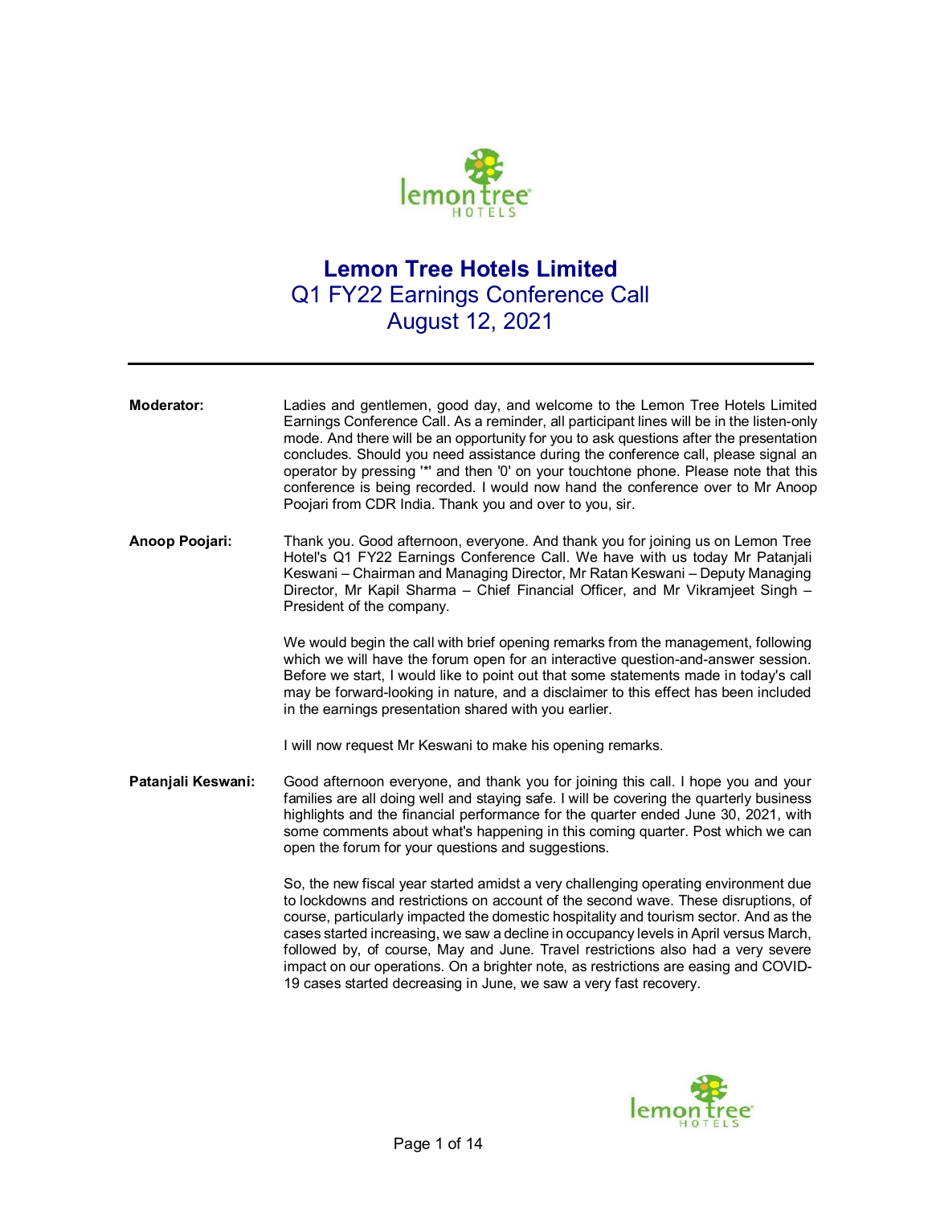# Lemon Tree Hotels Limited

## Q1 FY22 Earnings Conference Call

## August 12, 2021

---

**Moderator:** Ladies and gentlemen, good day, and welcome to the Lemon Tree Hotels Limited Earnings Conference Call. As a reminder, all participant lines will be in the listen-only mode. And there will be an opportunity for you to ask questions after the presentation concludes. Should you need assistance during the conference call, please signal an operator by pressing '*' and then '0' on your touchtone phone. Please note that this conference is being recorded. I would now hand the conference over to Mr Anoop Poojari from CDR India. Thank you and over to you, sir.

**Anoop Poojari:** Thank you. Good afternoon, everyone. And thank you for joining us on Lemon Tree Hotel's Q1 FY22 Earnings Conference Call. We have with us today Mr Patanjali Keswani – Chairman and Managing Director, Mr Ratan Keswani – Deputy Managing Director, Mr Kapil Sharma – Chief Financial Officer, and Mr Vikramjeet Singh – President of the company.

We would begin the call with brief opening remarks from the management, following which we will have the forum open for an interactive question-and-answer session. Before we start, I would like to point out that some statements made in today's call may be forward-looking in nature, and a disclaimer to this effect has been included in the earnings presentation shared with you earlier.

I will now request Mr Keswani to make his opening remarks.

**Patanjali Keswani:** Good afternoon everyone, and thank you for joining this call. I hope you and your families are all doing well and staying safe. I will be covering the quarterly business highlights and the financial performance for the quarter ended June 30, 2021, with some comments about what's happening in this coming quarter. Post which we can open the forum for your questions and suggestions.

So, the new fiscal year started amidst a very challenging operating environment due to lockdowns and restrictions on account of the second wave. These disruptions, of course, particularly impacted the domestic hospitality and tourism sector. And as the cases started increasing, we saw a decline in occupancy levels in April versus March, followed by, of course, May and June. Travel restrictions also had a very severe impact on our operations. On a brighter note, as restrictions are easing and COVID-19 cases started decreasing in June, we saw a very fast recovery.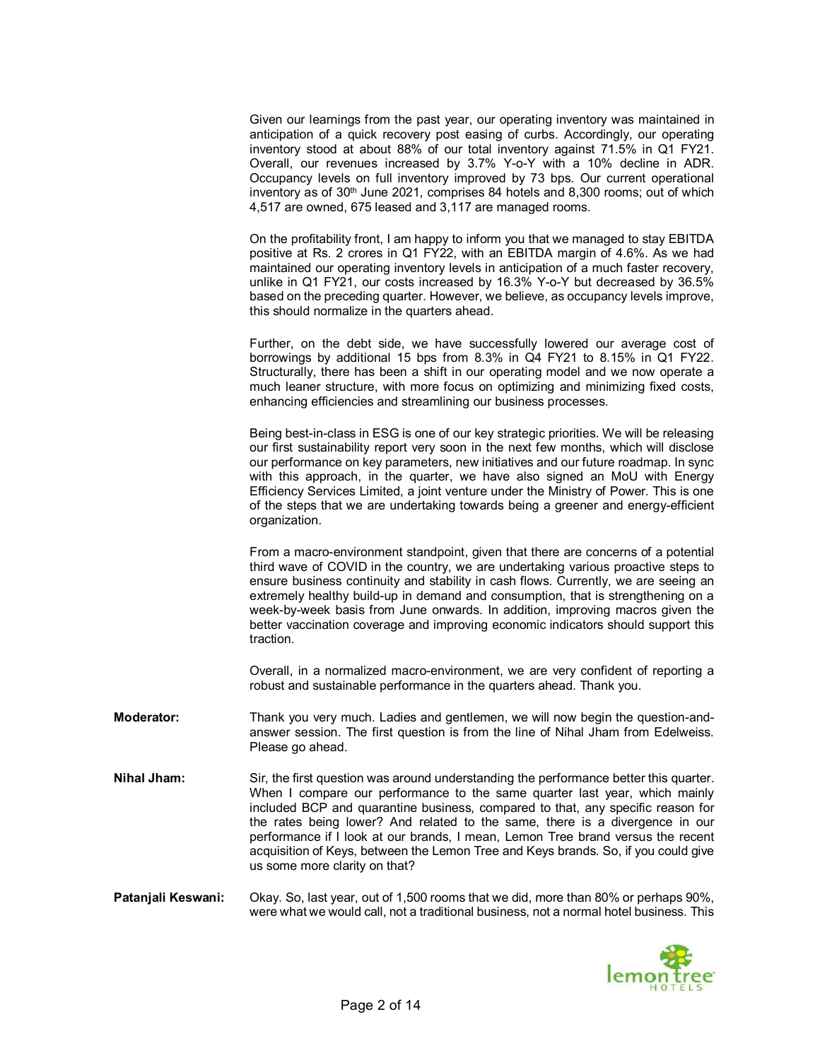Given our learnings from the past year, our operating inventory was maintained in anticipation of a quick recovery post easing of curbs. Accordingly, our operating inventory stood at about 88% of our total inventory against 71.5% in Q1 FY21. Overall, our revenues increased by 3.7% Y-o-Y with a 10% decline in ADR. Occupancy levels on full inventory improved by 73 bps. Our current operational inventory as of 30th June 2021, comprises 84 hotels and 8,300 rooms; out of which 4,517 are owned, 675 leased and 3,117 are managed rooms.

On the profitability front, I am happy to inform you that we managed to stay EBITDA positive at Rs. 2 crores in Q1 FY22, with an EBITDA margin of 4.6%. As we had maintained our operating inventory levels in anticipation of a much faster recovery, unlike in Q1 FY21, our costs increased by 16.3% Y-o-Y but decreased by 36.5% based on the preceding quarter. However, we believe, as occupancy levels improve, this should normalize in the quarters ahead.

Further, on the debt side, we have successfully lowered our average cost of borrowings by additional 15 bps from 8.3% in Q4 FY21 to 8.15% in Q1 FY22. Structurally, there has been a shift in our operating model and we now operate a much leaner structure, with more focus on optimizing and minimizing fixed costs, enhancing efficiencies and streamlining our business processes.

Being best-in-class in ESG is one of our key strategic priorities. We will be releasing our first sustainability report very soon in the next few months, which will disclose our performance on key parameters, new initiatives and our future roadmap. In sync with this approach, in the quarter, we have also signed an MoU with Energy Efficiency Services Limited, a joint venture under the Ministry of Power. This is one of the steps that we are undertaking towards being a greener and energy-efficient organization.

From a macro-environment standpoint, given that there are concerns of a potential third wave of COVID in the country, we are undertaking various proactive steps to ensure business continuity and stability in cash flows. Currently, we are seeing an extremely healthy build-up in demand and consumption, that is strengthening on a week-by-week basis from June onwards. In addition, improving macros given the better vaccination coverage and improving economic indicators should support this traction.

Overall, in a normalized macro-environment, we are very confident of reporting a robust and sustainable performance in the quarters ahead. Thank you.

**Moderator:** Thank you very much. Ladies and gentlemen, we will now begin the question-and-answer session. The first question is from the line of Nihal Jham from Edelweiss. Please go ahead.

**Nihal Jham:** Sir, the first question was around understanding the performance better this quarter. When I compare our performance to the same quarter last year, which mainly included BCP and quarantine business, compared to that, any specific reason for the rates being lower? And related to the same, there is a divergence in our performance if I look at our brands, I mean, Lemon Tree brand versus the recent acquisition of Keys, between the Lemon Tree and Keys brands. So, if you could give us some more clarity on that?

**Patanjali Keswani:** Okay. So, last year, out of 1,500 rooms that we did, more than 80% or perhaps 90%, were what we would call, not a traditional business, not a normal hotel business. This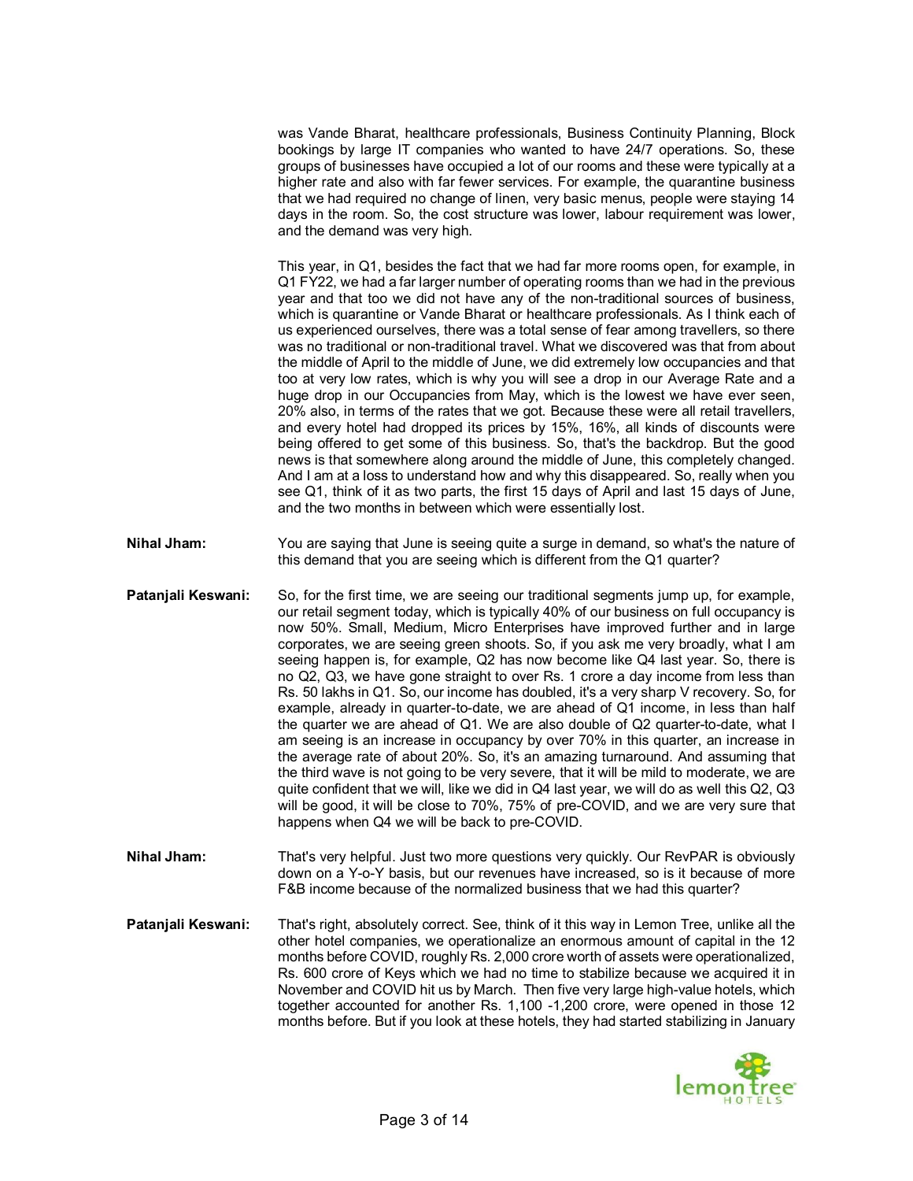was Vande Bharat, healthcare professionals, Business Continuity Planning, Block bookings by large IT companies who wanted to have 24/7 operations. So, these groups of businesses have occupied a lot of our rooms and these were typically at a higher rate and also with far fewer services. For example, the quarantine business that we had required no change of linen, very basic menus, people were staying 14 days in the room. So, the cost structure was lower, labour requirement was lower, and the demand was very high.

This year, in Q1, besides the fact that we had far more rooms open, for example, in Q1 FY22, we had a far larger number of operating rooms than we had in the previous year and that too we did not have any of the non-traditional sources of business, which is quarantine or Vande Bharat or healthcare professionals. As I think each of us experienced ourselves, there was a total sense of fear among travellers, so there was no traditional or non-traditional travel. What we discovered was that from about the middle of April to the middle of June, we did extremely low occupancies and that too at very low rates, which is why you will see a drop in our Average Rate and a huge drop in our Occupancies from May, which is the lowest we have ever seen, 20% also, in terms of the rates that we got. Because these were all retail travellers, and every hotel had dropped its prices by 15%, 16%, all kinds of discounts were being offered to get some of this business. So, that's the backdrop. But the good news is that somewhere along around the middle of June, this completely changed. And I am at a loss to understand how and why this disappeared. So, really when you see Q1, think of it as two parts, the first 15 days of April and last 15 days of June, and the two months in between which were essentially lost.

**Nihal Jham:** You are saying that June is seeing quite a surge in demand, so what's the nature of this demand that you are seeing which is different from the Q1 quarter?

**Patanjali Keswani:** So, for the first time, we are seeing our traditional segments jump up, for example, our retail segment today, which is typically 40% of our business on full occupancy is now 50%. Small, Medium, Micro Enterprises have improved further and in large corporates, we are seeing green shoots. So, if you ask me very broadly, what I am seeing happen is, for example, Q2 has now become like Q4 last year. So, there is no Q2, Q3, we have gone straight to over Rs. 1 crore a day income from less than Rs. 50 lakhs in Q1. So, our income has doubled, it's a very sharp V recovery. So, for example, already in quarter-to-date, we are ahead of Q1 income, in less than half the quarter we are ahead of Q1. We are also double of Q2 quarter-to-date, what I am seeing is an increase in occupancy by over 70% in this quarter, an increase in the average rate of about 20%. So, it's an amazing turnaround. And assuming that the third wave is not going to be very severe, that it will be mild to moderate, we are quite confident that we will, like we did in Q4 last year, we will do as well this Q2, Q3 will be good, it will be close to 70%, 75% of pre-COVID, and we are very sure that happens when Q4 we will be back to pre-COVID.

**Nihal Jham:** That's very helpful. Just two more questions very quickly. Our RevPAR is obviously down on a Y-o-Y basis, but our revenues have increased, so is it because of more F&B income because of the normalized business that we had this quarter?

**Patanjali Keswani:** That's right, absolutely correct. See, think of it this way in Lemon Tree, unlike all the other hotel companies, we operationalize an enormous amount of capital in the 12 months before COVID, roughly Rs. 2,000 crore worth of assets were operationalized, Rs. 600 crore of Keys which we had no time to stabilize because we acquired it in November and COVID hit us by March. Then five very large high-value hotels, which together accounted for another Rs. 1,100 -1,200 crore, were opened in those 12 months before. But if you look at these hotels, they had started stabilizing in January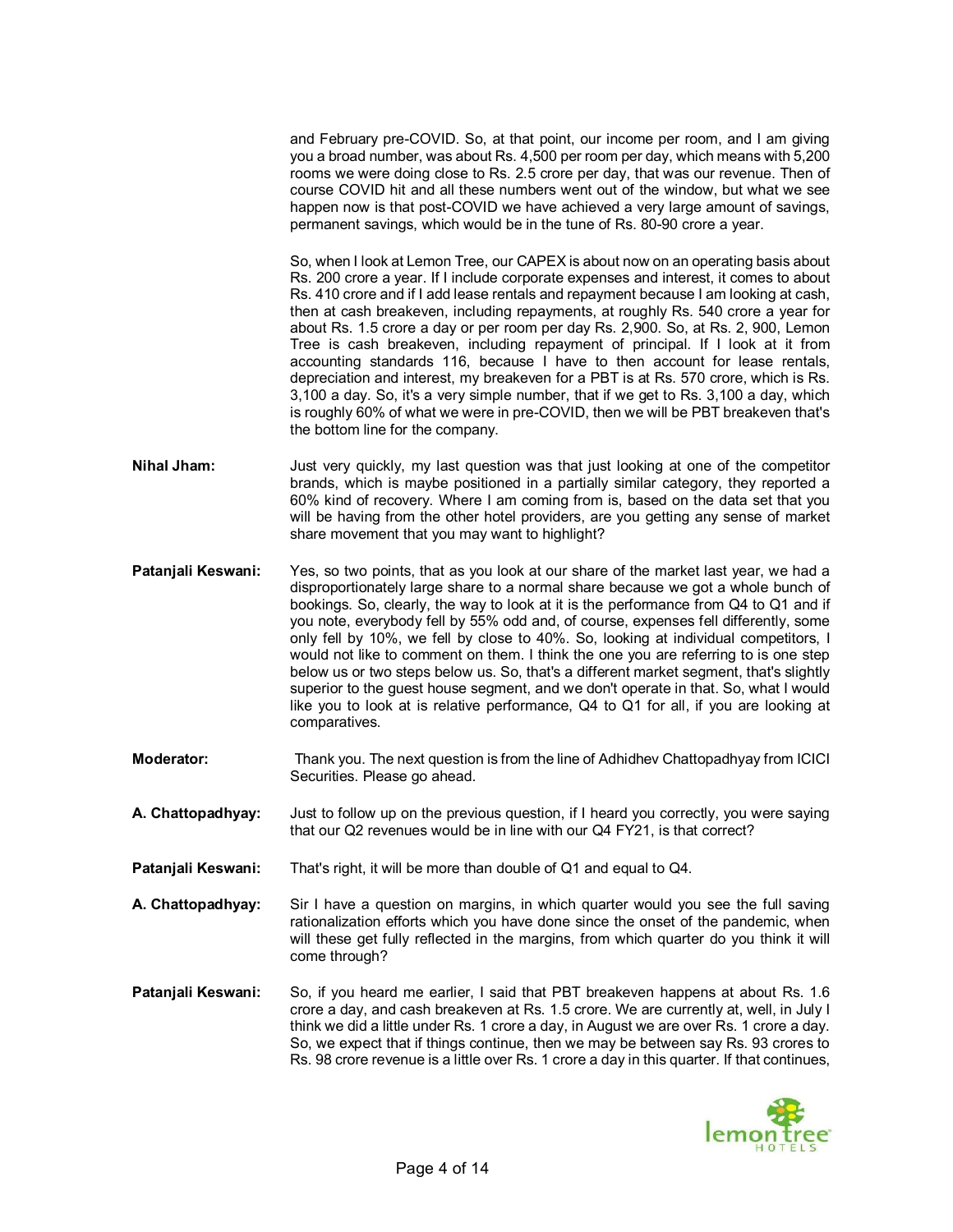and February pre-COVID. So, at that point, our income per room, and I am giving you a broad number, was about Rs. 4,500 per room per day, which means with 5,200 rooms we were doing close to Rs. 2.5 crore per day, that was our revenue. Then of course COVID hit and all these numbers went out of the window, but what we see happen now is that post-COVID we have achieved a very large amount of savings, permanent savings, which would be in the tune of Rs. 80-90 crore a year.

So, when I look at Lemon Tree, our CAPEX is about now on an operating basis about Rs. 200 crore a year. If I include corporate expenses and interest, it comes to about Rs. 410 crore and if I add lease rentals and repayment because I am looking at cash, then at cash breakeven, including repayments, at roughly Rs. 540 crore a year for about Rs. 1.5 crore a day or per room per day Rs. 2,900. So, at Rs. 2, 900, Lemon Tree is cash breakeven, including repayment of principal. If I look at it from accounting standards 116, because I have to then account for lease rentals, depreciation and interest, my breakeven for a PBT is at Rs. 570 crore, which is Rs. 3,100 a day. So, it's a very simple number, that if we get to Rs. 3,100 a day, which is roughly 60% of what we were in pre-COVID, then we will be PBT breakeven that's the bottom line for the company.

**Nihal Jham:** Just very quickly, my last question was that just looking at one of the competitor brands, which is maybe positioned in a partially similar category, they reported a 60% kind of recovery. Where I am coming from is, based on the data set that you will be having from the other hotel providers, are you getting any sense of market share movement that you may want to highlight?

**Patanjali Keswani:** Yes, so two points, that as you look at our share of the market last year, we had a disproportionately large share to a normal share because we got a whole bunch of bookings. So, clearly, the way to look at it is the performance from Q4 to Q1 and if you note, everybody fell by 55% odd and, of course, expenses fell differently, some only fell by 10%, we fell by close to 40%. So, looking at individual competitors, I would not like to comment on them. I think the one you are referring to is one step below us or two steps below us. So, that's a different market segment, that's slightly superior to the guest house segment, and we don't operate in that. So, what I would like you to look at is relative performance, Q4 to Q1 for all, if you are looking at comparatives.

**Moderator:** Thank you. The next question is from the line of Adhidhev Chattopadhyay from ICICI Securities. Please go ahead.

**A. Chattopadhyay:** Just to follow up on the previous question, if I heard you correctly, you were saying that our Q2 revenues would be in line with our Q4 FY21, is that correct?

**Patanjali Keswani:** That's right, it will be more than double of Q1 and equal to Q4.

**A. Chattopadhyay:** Sir I have a question on margins, in which quarter would you see the full saving rationalization efforts which you have done since the onset of the pandemic, when will these get fully reflected in the margins, from which quarter do you think it will come through?

**Patanjali Keswani:** So, if you heard me earlier, I said that PBT breakeven happens at about Rs. 1.6 crore a day, and cash breakeven at Rs. 1.5 crore. We are currently at, well, in July I think we did a little under Rs. 1 crore a day, in August we are over Rs. 1 crore a day. So, we expect that if things continue, then we may be between say Rs. 93 crores to Rs. 98 crore revenue is a little over Rs. 1 crore a day in this quarter. If that continues,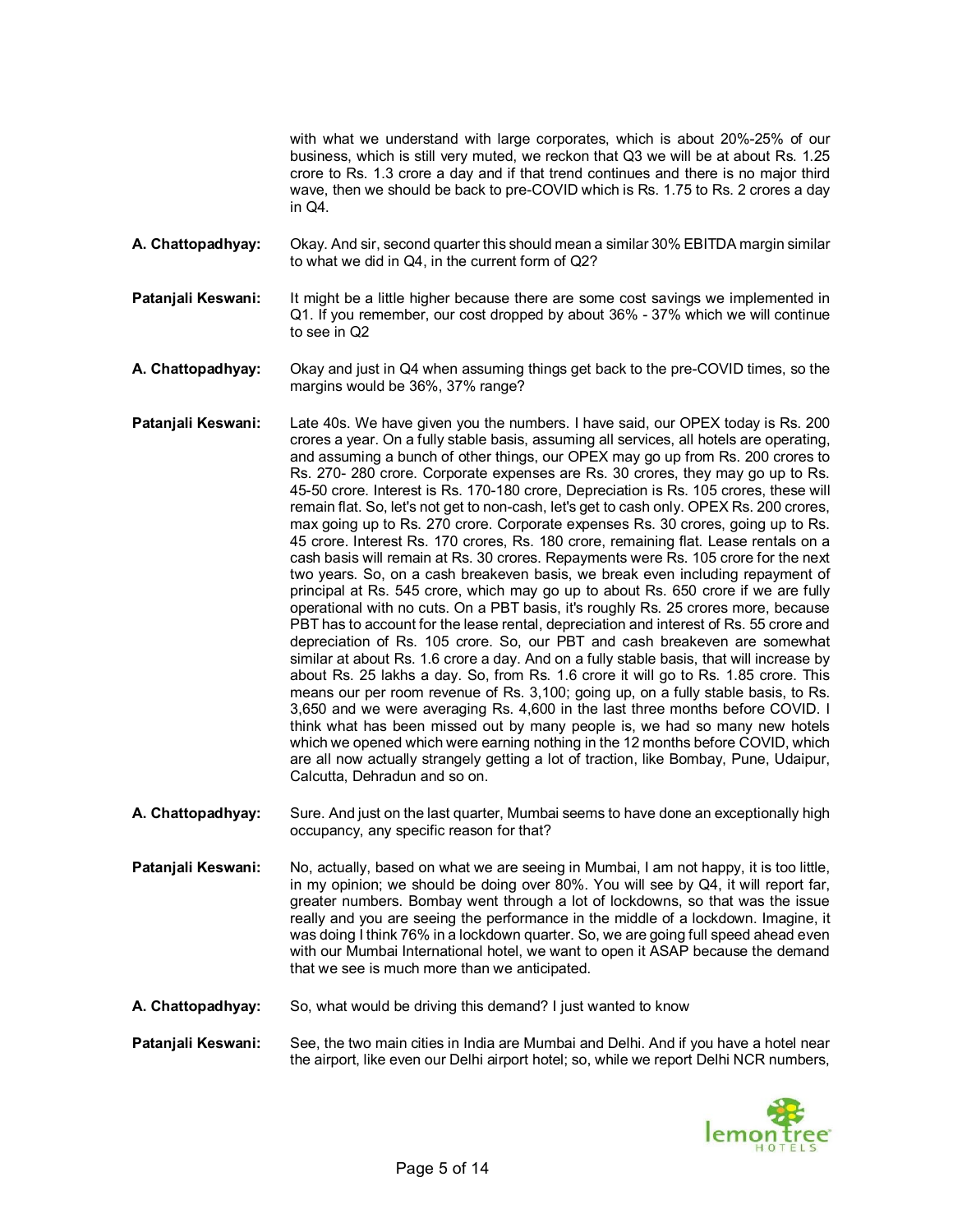with what we understand with large corporates, which is about 20%-25% of our business, which is still very muted, we reckon that Q3 we will be at about Rs. 1.25 crore to Rs. 1.3 crore a day and if that trend continues and there is no major third wave, then we should be back to pre-COVID which is Rs. 1.75 to Rs. 2 crores a day in Q4.

**A. Chattopadhyay:** Okay. And sir, second quarter this should mean a similar 30% EBITDA margin similar to what we did in Q4, in the current form of Q2?

**Patanjali Keswani:** It might be a little higher because there are some cost savings we implemented in Q1. If you remember, our cost dropped by about 36% - 37% which we will continue to see in Q2

**A. Chattopadhyay:** Okay and just in Q4 when assuming things get back to the pre-COVID times, so the margins would be 36%, 37% range?

**Patanjali Keswani:** Late 40s. We have given you the numbers. I have said, our OPEX today is Rs. 200 crores a year. On a fully stable basis, assuming all services, all hotels are operating, and assuming a bunch of other things, our OPEX may go up from Rs. 200 crores to Rs. 270- 280 crore. Corporate expenses are Rs. 30 crores, they may go up to Rs. 45-50 crore. Interest is Rs. 170-180 crore, Depreciation is Rs. 105 crores, these will remain flat. So, let's not get to non-cash, let's get to cash only. OPEX Rs. 200 crores, max going up to Rs. 270 crore. Corporate expenses Rs. 30 crores, going up to Rs. 45 crore. Interest Rs. 170 crores, Rs. 180 crore, remaining flat. Lease rentals on a cash basis will remain at Rs. 30 crores. Repayments were Rs. 105 crore for the next two years. So, on a cash breakeven basis, we break even including repayment of principal at Rs. 545 crore, which may go up to about Rs. 650 crore if we are fully operational with no cuts. On a PBT basis, it's roughly Rs. 25 crores more, because PBT has to account for the lease rental, depreciation and interest of Rs. 55 crore and depreciation of Rs. 105 crore. So, our PBT and cash breakeven are somewhat similar at about Rs. 1.6 crore a day. And on a fully stable basis, that will increase by about Rs. 25 lakhs a day. So, from Rs. 1.6 crore it will go to Rs. 1.85 crore. This means our per room revenue of Rs. 3,100; going up, on a fully stable basis, to Rs. 3,650 and we were averaging Rs. 4,600 in the last three months before COVID. I think what has been missed out by many people is, we had so many new hotels which we opened which were earning nothing in the 12 months before COVID, which are all now actually strangely getting a lot of traction, like Bombay, Pune, Udaipur, Calcutta, Dehradun and so on.

**A. Chattopadhyay:** Sure. And just on the last quarter, Mumbai seems to have done an exceptionally high occupancy, any specific reason for that?

**Patanjali Keswani:** No, actually, based on what we are seeing in Mumbai, I am not happy, it is too little, in my opinion; we should be doing over 80%. You will see by Q4, it will report far, greater numbers. Bombay went through a lot of lockdowns, so that was the issue really and you are seeing the performance in the middle of a lockdown. Imagine, it was doing I think 76% in a lockdown quarter. So, we are going full speed ahead even with our Mumbai International hotel, we want to open it ASAP because the demand that we see is much more than we anticipated.

**A. Chattopadhyay:** So, what would be driving this demand? I just wanted to know

**Patanjali Keswani:** See, the two main cities in India are Mumbai and Delhi. And if you have a hotel near the airport, like even our Delhi airport hotel; so, while we report Delhi NCR numbers,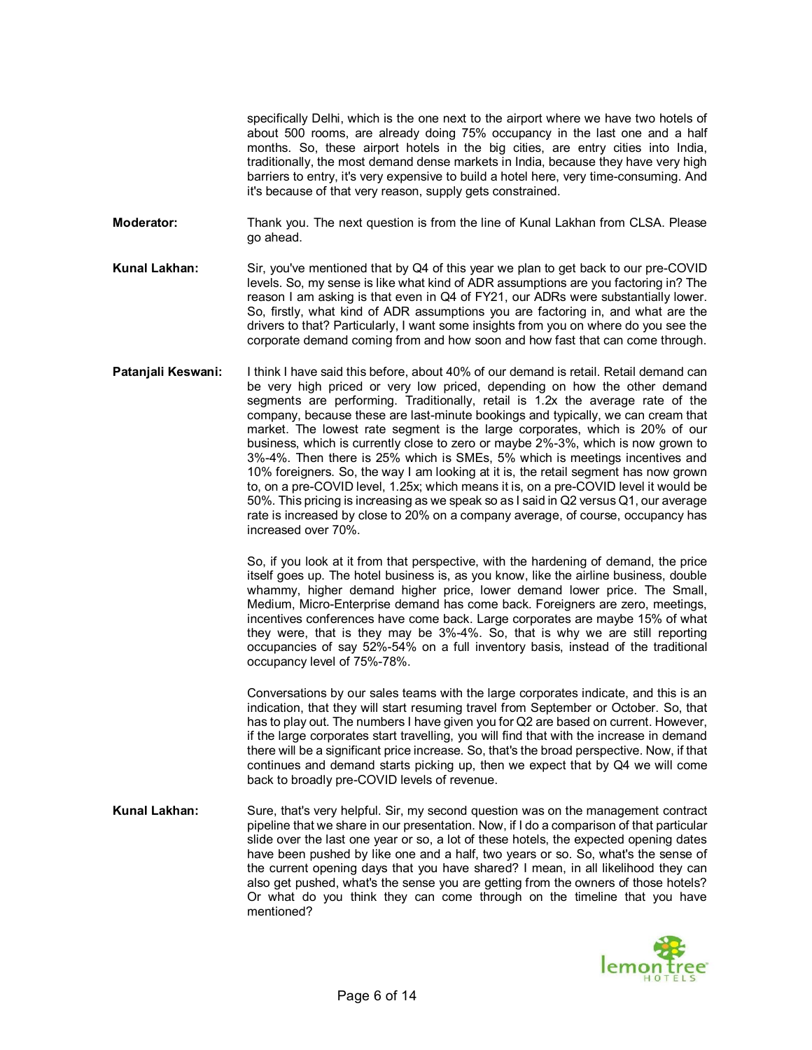specifically Delhi, which is the one next to the airport where we have two hotels of about 500 rooms, are already doing 75% occupancy in the last one and a half months. So, these airport hotels in the big cities, are entry cities into India, traditionally, the most demand dense markets in India, because they have very high barriers to entry, it's very expensive to build a hotel here, very time-consuming. And it's because of that very reason, supply gets constrained.

**Moderator:** Thank you. The next question is from the line of Kunal Lakhan from CLSA. Please go ahead.

**Kunal Lakhan:** Sir, you've mentioned that by Q4 of this year we plan to get back to our pre-COVID levels. So, my sense is like what kind of ADR assumptions are you factoring in? The reason I am asking is that even in Q4 of FY21, our ADRs were substantially lower. So, firstly, what kind of ADR assumptions you are factoring in, and what are the drivers to that? Particularly, I want some insights from you on where do you see the corporate demand coming from and how soon and how fast that can come through.

**Patanjali Keswani:** I think I have said this before, about 40% of our demand is retail. Retail demand can be very high priced or very low priced, depending on how the other demand segments are performing. Traditionally, retail is 1.2x the average rate of the company, because these are last-minute bookings and typically, we can cream that market. The lowest rate segment is the large corporates, which is 20% of our business, which is currently close to zero or maybe 2%-3%, which is now grown to 3%-4%. Then there is 25% which is SMEs, 5% which is meetings incentives and 10% foreigners. So, the way I am looking at it is, the retail segment has now grown to, on a pre-COVID level, 1.25x; which means it is, on a pre-COVID level it would be 50%. This pricing is increasing as we speak so as I said in Q2 versus Q1, our average rate is increased by close to 20% on a company average, of course, occupancy has increased over 70%.

So, if you look at it from that perspective, with the hardening of demand, the price itself goes up. The hotel business is, as you know, like the airline business, double whammy, higher demand higher price, lower demand lower price. The Small, Medium, Micro-Enterprise demand has come back. Foreigners are zero, meetings, incentives conferences have come back. Large corporates are maybe 15% of what they were, that is they may be 3%-4%. So, that is why we are still reporting occupancies of say 52%-54% on a full inventory basis, instead of the traditional occupancy level of 75%-78%.

Conversations by our sales teams with the large corporates indicate, and this is an indication, that they will start resuming travel from September or October. So, that has to play out. The numbers I have given you for Q2 are based on current. However, if the large corporates start travelling, you will find that with the increase in demand there will be a significant price increase. So, that's the broad perspective. Now, if that continues and demand starts picking up, then we expect that by Q4 we will come back to broadly pre-COVID levels of revenue.

**Kunal Lakhan:** Sure, that's very helpful. Sir, my second question was on the management contract pipeline that we share in our presentation. Now, if I do a comparison of that particular slide over the last one year or so, a lot of these hotels, the expected opening dates have been pushed by like one and a half, two years or so. So, what's the sense of the current opening days that you have shared? I mean, in all likelihood they can also get pushed, what's the sense you are getting from the owners of those hotels? Or what do you think they can come through on the timeline that you have mentioned?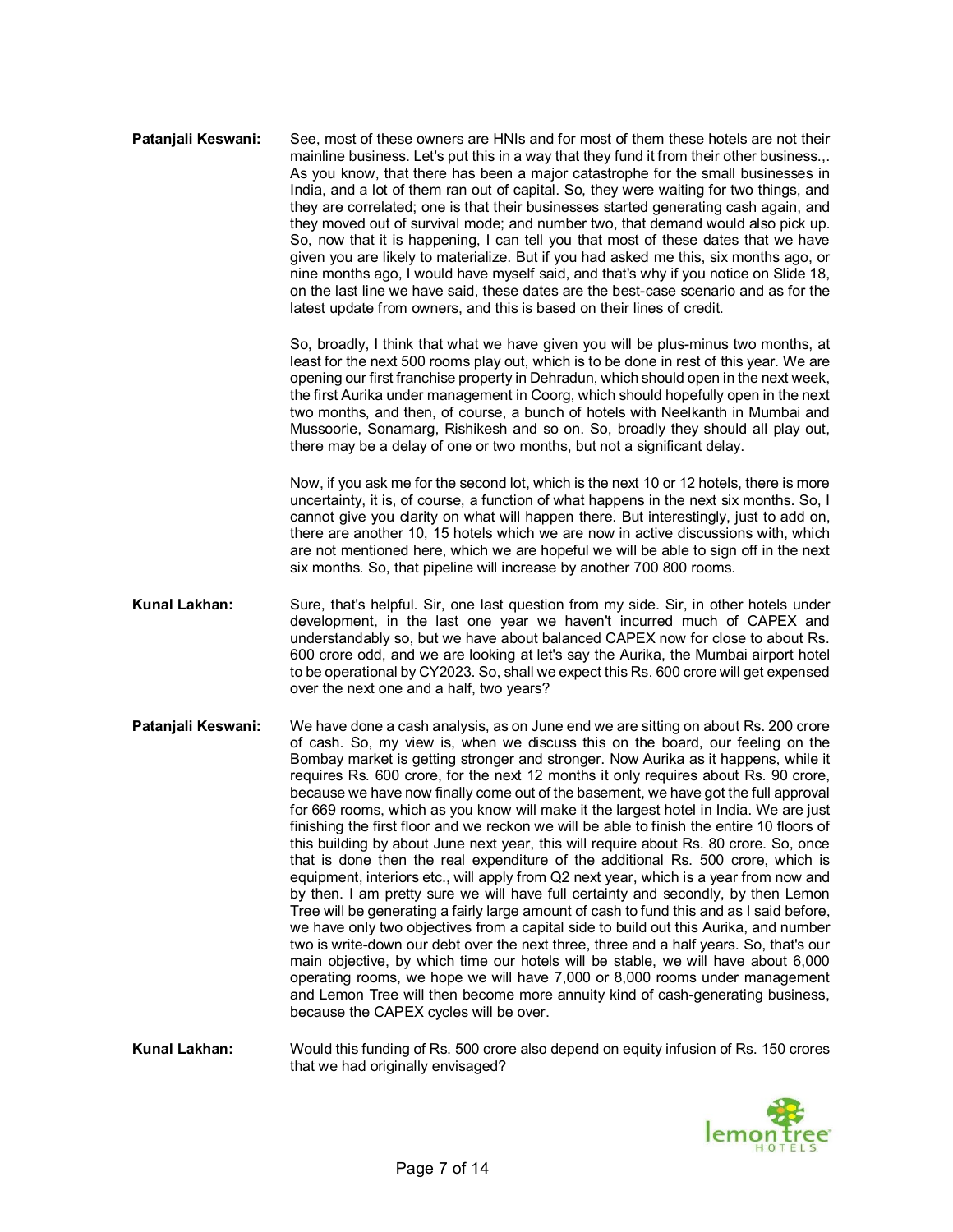**Patanjali Keswani:** See, most of these owners are HNIs and for most of them these hotels are not their mainline business. Let's put this in a way that they fund it from their other business.,. As you know, that there has been a major catastrophe for the small businesses in India, and a lot of them ran out of capital. So, they were waiting for two things, and they are correlated; one is that their businesses started generating cash again, and they moved out of survival mode; and number two, that demand would also pick up. So, now that it is happening, I can tell you that most of these dates that we have given you are likely to materialize. But if you had asked me this, six months ago, or nine months ago, I would have myself said, and that's why if you notice on Slide 18, on the last line we have said, these dates are the best-case scenario and as for the latest update from owners, and this is based on their lines of credit.

So, broadly, I think that what we have given you will be plus-minus two months, at least for the next 500 rooms play out, which is to be done in rest of this year. We are opening our first franchise property in Dehradun, which should open in the next week, the first Aurika under management in Coorg, which should hopefully open in the next two months, and then, of course, a bunch of hotels with Neelkanth in Mumbai and Mussoorie, Sonamarg, Rishikesh and so on. So, broadly they should all play out, there may be a delay of one or two months, but not a significant delay.

Now, if you ask me for the second lot, which is the next 10 or 12 hotels, there is more uncertainty, it is, of course, a function of what happens in the next six months. So, I cannot give you clarity on what will happen there. But interestingly, just to add on, there are another 10, 15 hotels which we are now in active discussions with, which are not mentioned here, which we are hopeful we will be able to sign off in the next six months. So, that pipeline will increase by another 700 800 rooms.

**Kunal Lakhan:** Sure, that's helpful. Sir, one last question from my side. Sir, in other hotels under development, in the last one year we haven't incurred much of CAPEX and understandably so, but we have about balanced CAPEX now for close to about Rs. 600 crore odd, and we are looking at let's say the Aurika, the Mumbai airport hotel to be operational by CY2023. So, shall we expect this Rs. 600 crore will get expensed over the next one and a half, two years?

**Patanjali Keswani:** We have done a cash analysis, as on June end we are sitting on about Rs. 200 crore of cash. So, my view is, when we discuss this on the board, our feeling on the Bombay market is getting stronger and stronger. Now Aurika as it happens, while it requires Rs. 600 crore, for the next 12 months it only requires about Rs. 90 crore, because we have now finally come out of the basement, we have got the full approval for 669 rooms, which as you know will make it the largest hotel in India. We are just finishing the first floor and we reckon we will be able to finish the entire 10 floors of this building by about June next year, this will require about Rs. 80 crore. So, once that is done then the real expenditure of the additional Rs. 500 crore, which is equipment, interiors etc., will apply from Q2 next year, which is a year from now and by then. I am pretty sure we will have full certainty and secondly, by then Lemon Tree will be generating a fairly large amount of cash to fund this and as I said before, we have only two objectives from a capital side to build out this Aurika, and number two is write-down our debt over the next three, three and a half years. So, that's our main objective, by which time our hotels will be stable, we will have about 6,000 operating rooms, we hope we will have 7,000 or 8,000 rooms under management and Lemon Tree will then become more annuity kind of cash-generating business, because the CAPEX cycles will be over.

**Kunal Lakhan:** Would this funding of Rs. 500 crore also depend on equity infusion of Rs. 150 crores that we had originally envisaged?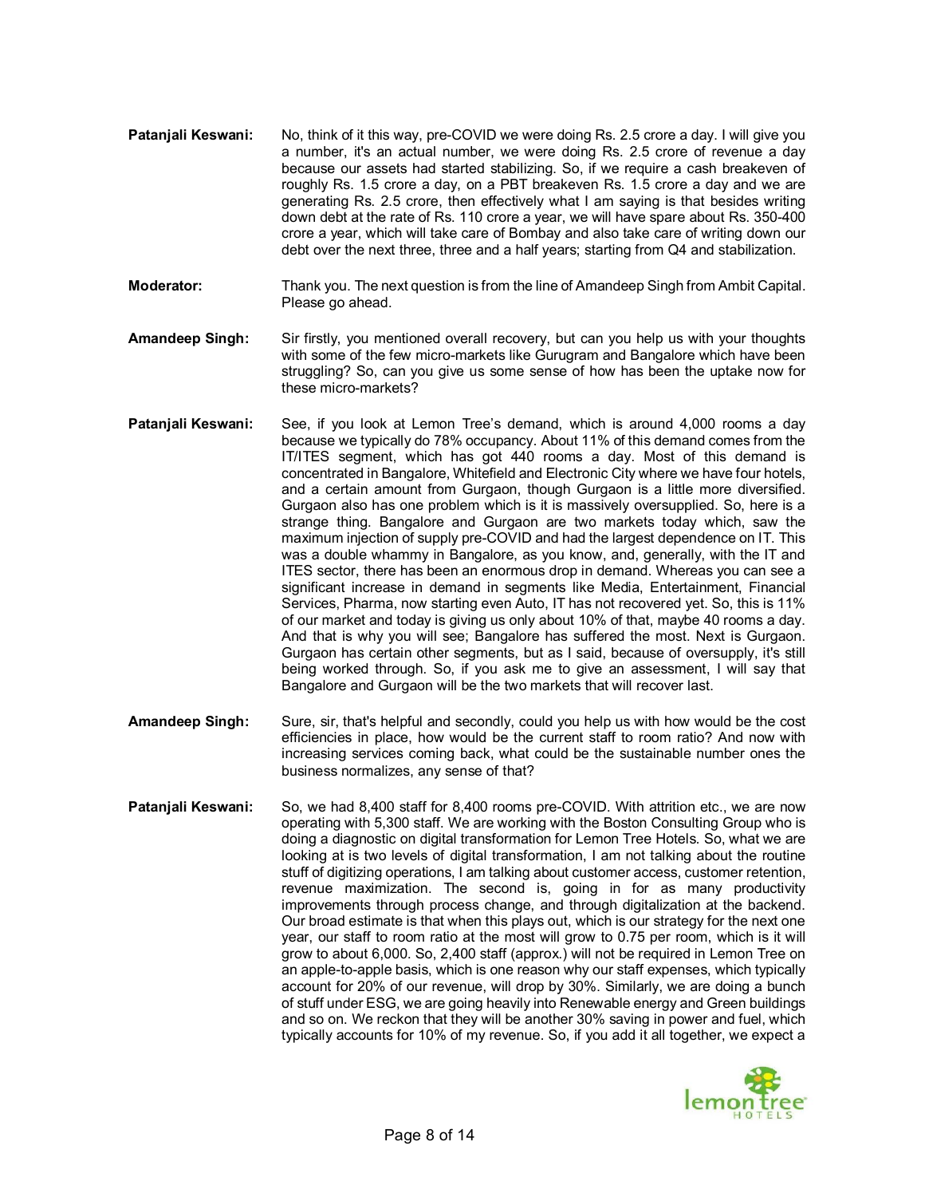**Patanjali Keswani:** No, think of it this way, pre-COVID we were doing Rs. 2.5 crore a day. I will give you a number, it's an actual number, we were doing Rs. 2.5 crore of revenue a day because our assets had started stabilizing. So, if we require a cash breakeven of roughly Rs. 1.5 crore a day, on a PBT breakeven Rs. 1.5 crore a day and we are generating Rs. 2.5 crore, then effectively what I am saying is that besides writing down debt at the rate of Rs. 110 crore a year, we will have spare about Rs. 350-400 crore a year, which will take care of Bombay and also take care of writing down our debt over the next three, three and a half years; starting from Q4 and stabilization.

**Moderator:** Thank you. The next question is from the line of Amandeep Singh from Ambit Capital. Please go ahead.

**Amandeep Singh:** Sir firstly, you mentioned overall recovery, but can you help us with your thoughts with some of the few micro-markets like Gurugram and Bangalore which have been struggling? So, can you give us some sense of how has been the uptake now for these micro-markets?

**Patanjali Keswani:** See, if you look at Lemon Tree's demand, which is around 4,000 rooms a day because we typically do 78% occupancy. About 11% of this demand comes from the IT/ITES segment, which has got 440 rooms a day. Most of this demand is concentrated in Bangalore, Whitefield and Electronic City where we have four hotels, and a certain amount from Gurgaon, though Gurgaon is a little more diversified. Gurgaon also has one problem which is it is massively oversupplied. So, here is a strange thing. Bangalore and Gurgaon are two markets today which, saw the maximum injection of supply pre-COVID and had the largest dependence on IT. This was a double whammy in Bangalore, as you know, and, generally, with the IT and ITES sector, there has been an enormous drop in demand. Whereas you can see a significant increase in demand in segments like Media, Entertainment, Financial Services, Pharma, now starting even Auto, IT has not recovered yet. So, this is 11% of our market and today is giving us only about 10% of that, maybe 40 rooms a day. And that is why you will see; Bangalore has suffered the most. Next is Gurgaon. Gurgaon has certain other segments, but as I said, because of oversupply, it's still being worked through. So, if you ask me to give an assessment, I will say that Bangalore and Gurgaon will be the two markets that will recover last.

**Amandeep Singh:** Sure, sir, that's helpful and secondly, could you help us with how would be the cost efficiencies in place, how would be the current staff to room ratio? And now with increasing services coming back, what could be the sustainable number ones the business normalizes, any sense of that?

**Patanjali Keswani:** So, we had 8,400 staff for 8,400 rooms pre-COVID. With attrition etc., we are now operating with 5,300 staff. We are working with the Boston Consulting Group who is doing a diagnostic on digital transformation for Lemon Tree Hotels. So, what we are looking at is two levels of digital transformation, I am not talking about the routine stuff of digitizing operations, I am talking about customer access, customer retention, revenue maximization. The second is, going in for as many productivity improvements through process change, and through digitalization at the backend. Our broad estimate is that when this plays out, which is our strategy for the next one year, our staff to room ratio at the most will grow to 0.75 per room, which is it will grow to about 6,000. So, 2,400 staff (approx.) will not be required in Lemon Tree on an apple-to-apple basis, which is one reason why our staff expenses, which typically account for 20% of our revenue, will drop by 30%. Similarly, we are doing a bunch of stuff under ESG, we are going heavily into Renewable energy and Green buildings and so on. We reckon that they will be another 30% saving in power and fuel, which typically accounts for 10% of my revenue. So, if you add it all together, we expect a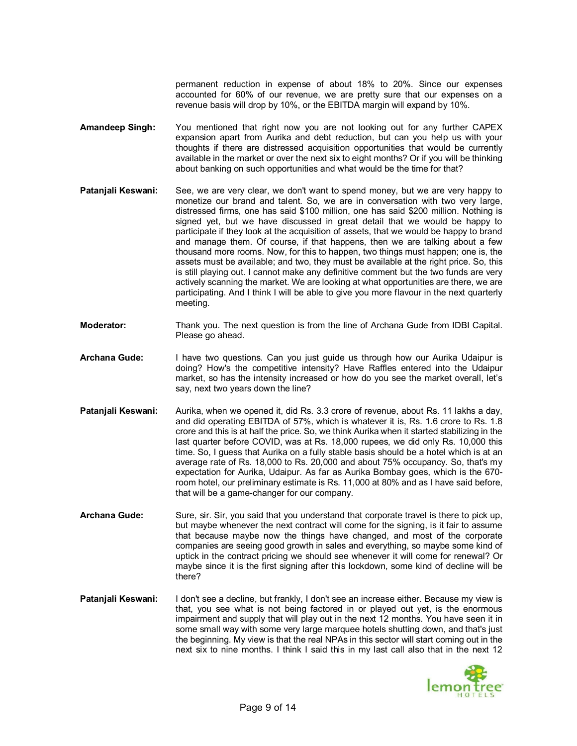permanent reduction in expense of about 18% to 20%. Since our expenses accounted for 60% of our revenue, we are pretty sure that our expenses on a revenue basis will drop by 10%, or the EBITDA margin will expand by 10%.

**Amandeep Singh:** You mentioned that right now you are not looking out for any further CAPEX expansion apart from Aurika and debt reduction, but can you help us with your thoughts if there are distressed acquisition opportunities that would be currently available in the market or over the next six to eight months? Or if you will be thinking about banking on such opportunities and what would be the time for that?

**Patanjali Keswani:** See, we are very clear, we don't want to spend money, but we are very happy to monetize our brand and talent. So, we are in conversation with two very large, distressed firms, one has said $100 million, one has said $200 million. Nothing is signed yet, but we have discussed in great detail that we would be happy to participate if they look at the acquisition of assets, that we would be happy to brand and manage them. Of course, if that happens, then we are talking about a few thousand more rooms. Now, for this to happen, two things must happen; one is, the assets must be available; and two, they must be available at the right price. So, this is still playing out. I cannot make any definitive comment but the two funds are very actively scanning the market. We are looking at what opportunities are there, we are participating. And I think I will be able to give you more flavour in the next quarterly meeting.

**Moderator:** Thank you. The next question is from the line of Archana Gude from IDBI Capital. Please go ahead.

**Archana Gude:** I have two questions. Can you just guide us through how our Aurika Udaipur is doing? How's the competitive intensity? Have Raffles entered into the Udaipur market, so has the intensity increased or how do you see the market overall, let's say, next two years down the line?

**Patanjali Keswani:** Aurika, when we opened it, did Rs. 3.3 crore of revenue, about Rs. 11 lakhs a day, and did operating EBITDA of 57%, which is whatever it is, Rs. 1.6 crore to Rs. 1.8 crore and this is at half the price. So, we think Aurika when it started stabilizing in the last quarter before COVID, was at Rs. 18,000 rupees, we did only Rs. 10,000 this time. So, I guess that Aurika on a fully stable basis should be a hotel which is at an average rate of Rs. 18,000 to Rs. 20,000 and about 75% occupancy. So, that's my expectation for Aurika, Udaipur. As far as Aurika Bombay goes, which is the 670-room hotel, our preliminary estimate is Rs. 11,000 at 80% and as I have said before, that will be a game-changer for our company.

**Archana Gude:** Sure, sir. Sir, you said that you understand that corporate travel is there to pick up, but maybe whenever the next contract will come for the signing, is it fair to assume that because maybe now the things have changed, and most of the corporate companies are seeing good growth in sales and everything, so maybe some kind of uptick in the contract pricing we should see whenever it will come for renewal? Or maybe since it is the first signing after this lockdown, some kind of decline will be there?

**Patanjali Keswani:** I don't see a decline, but frankly, I don't see an increase either. Because my view is that, you see what is not being factored in or played out yet, is the enormous impairment and supply that will play out in the next 12 months. You have seen it in some small way with some very large marquee hotels shutting down, and that's just the beginning. My view is that the real NPAs in this sector will start coming out in the next six to nine months. I think I said this in my last call also that in the next 12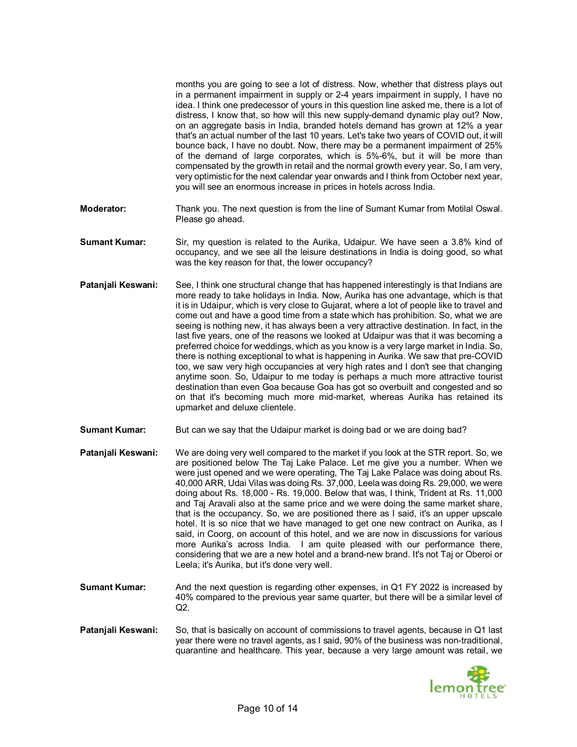months you are going to see a lot of distress. Now, whether that distress plays out in a permanent impairment in supply or 2-4 years impairment in supply, I have no idea. I think one predecessor of yours in this question line asked me, there is a lot of distress, I know that, so how will this new supply-demand dynamic play out? Now, on an aggregate basis in India, branded hotels demand has grown at 12% a year that's an actual number of the last 10 years. Let's take two years of COVID out, it will bounce back, I have no doubt. Now, there may be a permanent impairment of 25% of the demand of large corporates, which is 5%-6%, but it will be more than compensated by the growth in retail and the normal growth every year. So, I am very, very optimistic for the next calendar year onwards and I think from October next year, you will see an enormous increase in prices in hotels across India.

**Moderator:** Thank you. The next question is from the line of Sumant Kumar from Motilal Oswal. Please go ahead.

**Sumant Kumar:** Sir, my question is related to the Aurika, Udaipur. We have seen a 3.8% kind of occupancy, and we see all the leisure destinations in India is doing good, so what was the key reason for that, the lower occupancy?

**Patanjali Keswani:** See, I think one structural change that has happened interestingly is that Indians are more ready to take holidays in India. Now, Aurika has one advantage, which is that it is in Udaipur, which is very close to Gujarat, where a lot of people like to travel and come out and have a good time from a state which has prohibition. So, what we are seeing is nothing new, it has always been a very attractive destination. In fact, in the last five years, one of the reasons we looked at Udaipur was that it was becoming a preferred choice for weddings, which as you know is a very large market in India. So, there is nothing exceptional to what is happening in Aurika. We saw that pre-COVID too, we saw very high occupancies at very high rates and I don't see that changing anytime soon. So, Udaipur to me today is perhaps a much more attractive tourist destination than even Goa because Goa has got so overbuilt and congested and so on that it's becoming much more mid-market, whereas Aurika has retained its upmarket and deluxe clientele.

**Sumant Kumar:** But can we say that the Udaipur market is doing bad or we are doing bad?

**Patanjali Keswani:** We are doing very well compared to the market if you look at the STR report. So, we are positioned below The Taj Lake Palace. Let me give you a number. When we were just opened and we were operating, The Taj Lake Palace was doing about Rs. 40,000 ARR, Udai Vilas was doing Rs. 37,000, Leela was doing Rs. 29,000, we were doing about Rs. 18,000 - Rs. 19,000. Below that was, I think, Trident at Rs. 11,000 and Taj Aravali also at the same price and we were doing the same market share, that is the occupancy. So, we are positioned there as I said, it's an upper upscale hotel. It is so nice that we have managed to get one new contract on Aurika, as I said, in Coorg, on account of this hotel, and we are now in discussions for various more Aurika's across India. I am quite pleased with our performance there, considering that we are a new hotel and a brand-new brand. It's not Taj or Oberoi or Leela; it's Aurika, but it's done very well.

**Sumant Kumar:** And the next question is regarding other expenses, in Q1 FY 2022 is increased by 40% compared to the previous year same quarter, but there will be a similar level of Q2.

**Patanjali Keswani:** So, that is basically on account of commissions to travel agents, because in Q1 last year there were no travel agents, as I said, 90% of the business was non-traditional, quarantine and healthcare. This year, because a very large amount was retail, we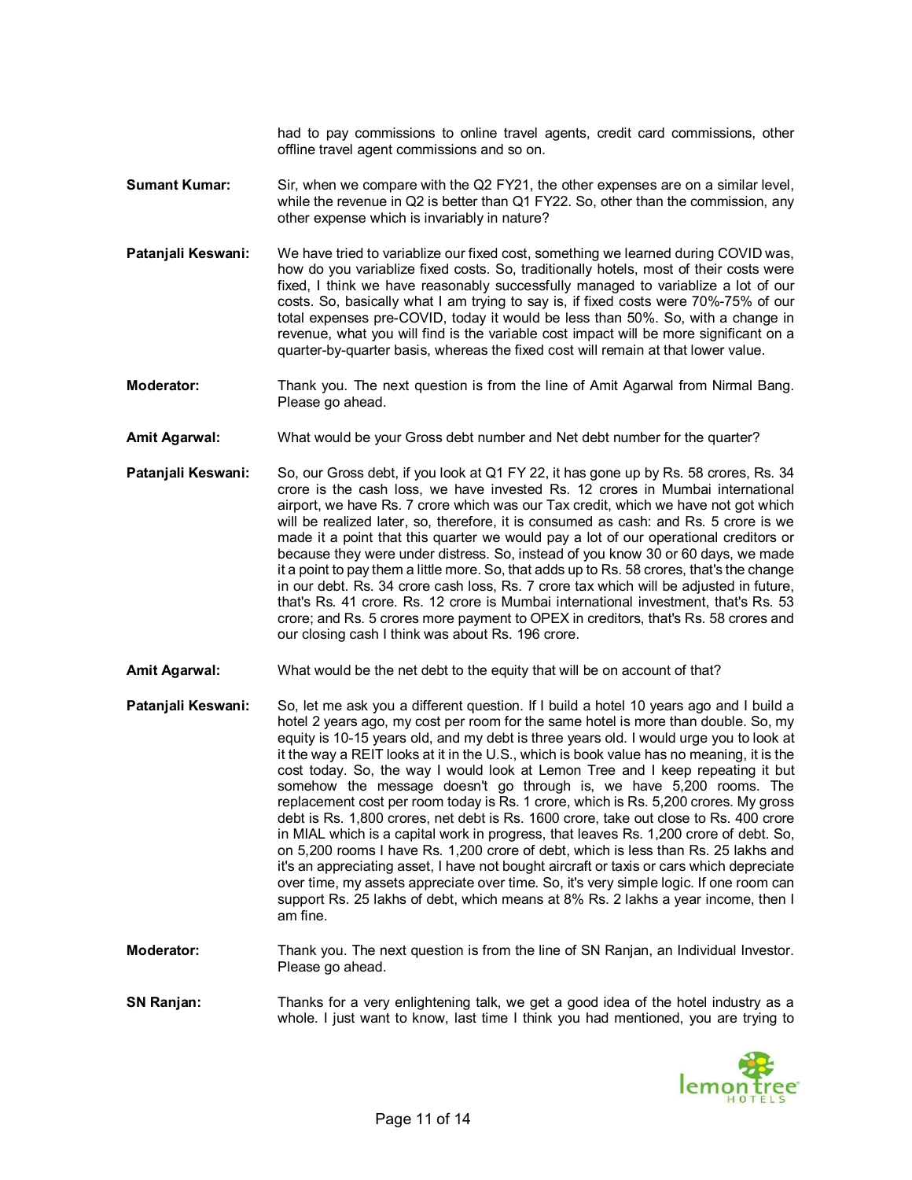had to pay commissions to online travel agents, credit card commissions, other offline travel agent commissions and so on.

**Sumant Kumar:** Sir, when we compare with the Q2 FY21, the other expenses are on a similar level, while the revenue in Q2 is better than Q1 FY22. So, other than the commission, any other expense which is invariably in nature?

**Patanjali Keswani:** We have tried to variablize our fixed cost, something we learned during COVID was, how do you variablize fixed costs. So, traditionally hotels, most of their costs were fixed, I think we have reasonably successfully managed to variablize a lot of our costs. So, basically what I am trying to say is, if fixed costs were 70%-75% of our total expenses pre-COVID, today it would be less than 50%. So, with a change in revenue, what you will find is the variable cost impact will be more significant on a quarter-by-quarter basis, whereas the fixed cost will remain at that lower value.

**Moderator:** Thank you. The next question is from the line of Amit Agarwal from Nirmal Bang. Please go ahead.

**Amit Agarwal:** What would be your Gross debt number and Net debt number for the quarter?

**Patanjali Keswani:** So, our Gross debt, if you look at Q1 FY 22, it has gone up by Rs. 58 crores, Rs. 34 crore is the cash loss, we have invested Rs. 12 crores in Mumbai international airport, we have Rs. 7 crore which was our Tax credit, which we have not got which will be realized later, so, therefore, it is consumed as cash: and Rs. 5 crore is we made it a point that this quarter we would pay a lot of our operational creditors or because they were under distress. So, instead of you know 30 or 60 days, we made it a point to pay them a little more. So, that adds up to Rs. 58 crores, that's the change in our debt. Rs. 34 crore cash loss, Rs. 7 crore tax which will be adjusted in future, that's Rs. 41 crore. Rs. 12 crore is Mumbai international investment, that's Rs. 53 crore; and Rs. 5 crores more payment to OPEX in creditors, that's Rs. 58 crores and our closing cash I think was about Rs. 196 crore.

**Amit Agarwal:** What would be the net debt to the equity that will be on account of that?

**Patanjali Keswani:** So, let me ask you a different question. If I build a hotel 10 years ago and I build a hotel 2 years ago, my cost per room for the same hotel is more than double. So, my equity is 10-15 years old, and my debt is three years old. I would urge you to look at it the way a REIT looks at it in the U.S., which is book value has no meaning, it is the cost today. So, the way I would look at Lemon Tree and I keep repeating it but somehow the message doesn't go through is, we have 5,200 rooms. The replacement cost per room today is Rs. 1 crore, which is Rs. 5,200 crores. My gross debt is Rs. 1,800 crores, net debt is Rs. 1600 crore, take out close to Rs. 400 crore in MIAL which is a capital work in progress, that leaves Rs. 1,200 crore of debt. So, on 5,200 rooms I have Rs. 1,200 crore of debt, which is less than Rs. 25 lakhs and it's an appreciating asset, I have not bought aircraft or taxis or cars which depreciate over time, my assets appreciate over time. So, it's very simple logic. If one room can support Rs. 25 lakhs of debt, which means at 8% Rs. 2 lakhs a year income, then I am fine.

**Moderator:** Thank you. The next question is from the line of SN Ranjan, an Individual Investor. Please go ahead.

**SN Ranjan:** Thanks for a very enlightening talk, we get a good idea of the hotel industry as a whole. I just want to know, last time I think you had mentioned, you are trying to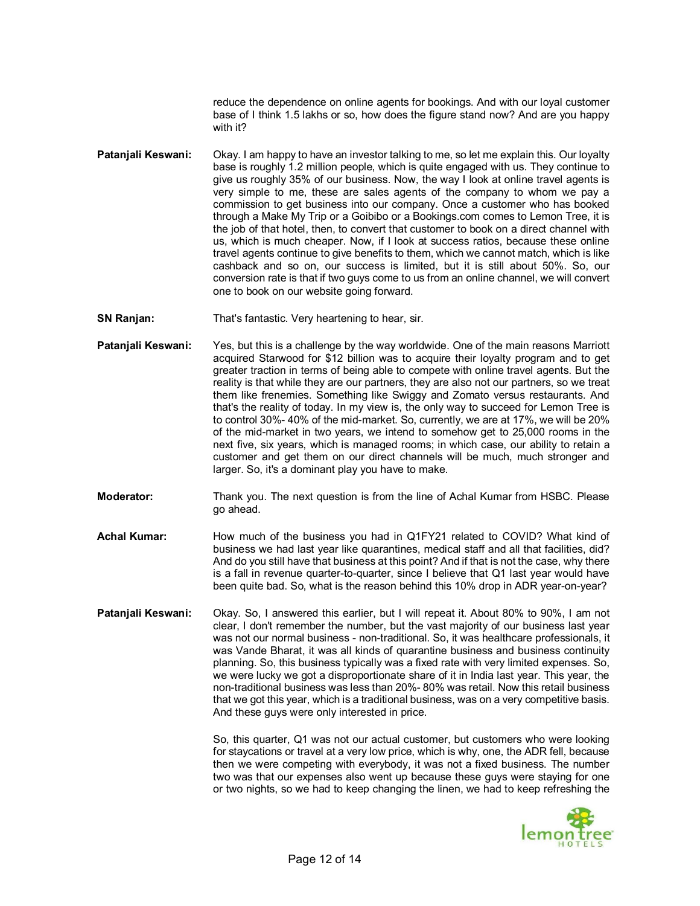reduce the dependence on online agents for bookings. And with our loyal customer base of I think 1.5 lakhs or so, how does the figure stand now? And are you happy with it?

**Patanjali Keswani:** Okay. I am happy to have an investor talking to me, so let me explain this. Our loyalty base is roughly 1.2 million people, which is quite engaged with us. They continue to give us roughly 35% of our business. Now, the way I look at online travel agents is very simple to me, these are sales agents of the company to whom we pay a commission to get business into our company. Once a customer who has booked through a Make My Trip or a Goibibo or a Bookings.com comes to Lemon Tree, it is the job of that hotel, then, to convert that customer to book on a direct channel with us, which is much cheaper. Now, if I look at success ratios, because these online travel agents continue to give benefits to them, which we cannot match, which is like cashback and so on, our success is limited, but it is still about 50%. So, our conversion rate is that if two guys come to us from an online channel, we will convert one to book on our website going forward.

**SN Ranjan:** That's fantastic. Very heartening to hear, sir.

**Patanjali Keswani:** Yes, but this is a challenge by the way worldwide. One of the main reasons Marriott acquired Starwood for $12 billion was to acquire their loyalty program and to get greater traction in terms of being able to compete with online travel agents. But the reality is that while they are our partners, they are also not our partners, so we treat them like frenemies. Something like Swiggy and Zomato versus restaurants. And that's the reality of today. In my view is, the only way to succeed for Lemon Tree is to control 30%- 40% of the mid-market. So, currently, we are at 17%, we will be 20% of the mid-market in two years, we intend to somehow get to 25,000 rooms in the next five, six years, which is managed rooms; in which case, our ability to retain a customer and get them on our direct channels will be much, much stronger and larger. So, it's a dominant play you have to make.

**Moderator:** Thank you. The next question is from the line of Achal Kumar from HSBC. Please go ahead.

**Achal Kumar:** How much of the business you had in Q1FY21 related to COVID? What kind of business we had last year like quarantines, medical staff and all that facilities, did? And do you still have that business at this point? And if that is not the case, why there is a fall in revenue quarter-to-quarter, since I believe that Q1 last year would have been quite bad. So, what is the reason behind this 10% drop in ADR year-on-year?

**Patanjali Keswani:** Okay. So, I answered this earlier, but I will repeat it. About 80% to 90%, I am not clear, I don't remember the number, but the vast majority of our business last year was not our normal business - non-traditional. So, it was healthcare professionals, it was Vande Bharat, it was all kinds of quarantine business and business continuity planning. So, this business typically was a fixed rate with very limited expenses. So, we were lucky we got a disproportionate share of it in India last year. This year, the non-traditional business was less than 20%- 80% was retail. Now this retail business that we got this year, which is a traditional business, was on a very competitive basis. And these guys were only interested in price.

So, this quarter, Q1 was not our actual customer, but customers who were looking for staycations or travel at a very low price, which is why, one, the ADR fell, because then we were competing with everybody, it was not a fixed business. The number two was that our expenses also went up because these guys were staying for one or two nights, so we had to keep changing the linen, we had to keep refreshing the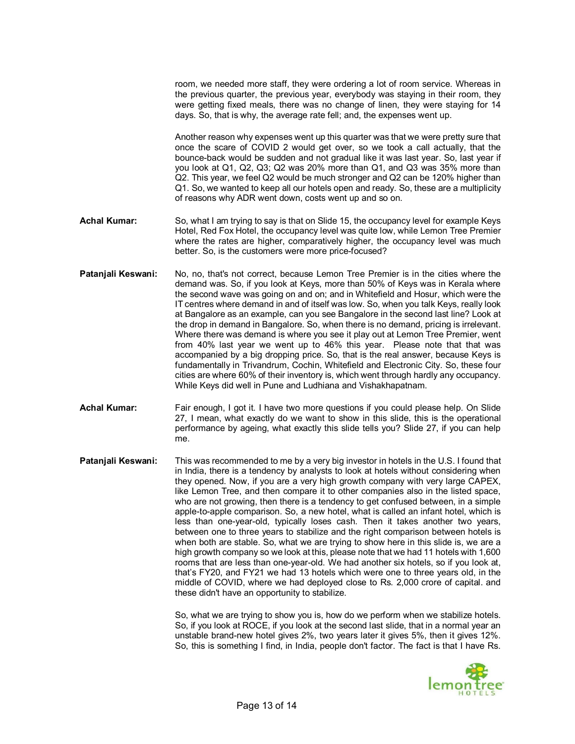room, we needed more staff, they were ordering a lot of room service. Whereas in the previous quarter, the previous year, everybody was staying in their room, they were getting fixed meals, there was no change of linen, they were staying for 14 days. So, that is why, the average rate fell; and, the expenses went up.

Another reason why expenses went up this quarter was that we were pretty sure that once the scare of COVID 2 would get over, so we took a call actually, that the bounce-back would be sudden and not gradual like it was last year. So, last year if you look at Q1, Q2, Q3; Q2 was 20% more than Q1, and Q3 was 35% more than Q2. This year, we feel Q2 would be much stronger and Q2 can be 120% higher than Q1. So, we wanted to keep all our hotels open and ready. So, these are a multiplicity of reasons why ADR went down, costs went up and so on.

**Achal Kumar:** So, what I am trying to say is that on Slide 15, the occupancy level for example Keys Hotel, Red Fox Hotel, the occupancy level was quite low, while Lemon Tree Premier where the rates are higher, comparatively higher, the occupancy level was much better. So, is the customers were more price-focused?

**Patanjali Keswani:** No, no, that's not correct, because Lemon Tree Premier is in the cities where the demand was. So, if you look at Keys, more than 50% of Keys was in Kerala where the second wave was going on and on; and in Whitefield and Hosur, which were the IT centres where demand in and of itself was low. So, when you talk Keys, really look at Bangalore as an example, can you see Bangalore in the second last line? Look at the drop in demand in Bangalore. So, when there is no demand, pricing is irrelevant. Where there was demand is where you see it play out at Lemon Tree Premier, went from 40% last year we went up to 46% this year. Please note that that was accompanied by a big dropping price. So, that is the real answer, because Keys is fundamentally in Trivandrum, Cochin, Whitefield and Electronic City. So, these four cities are where 60% of their inventory is, which went through hardly any occupancy. While Keys did well in Pune and Ludhiana and Vishakhapatnam.

**Achal Kumar:** Fair enough, I got it. I have two more questions if you could please help. On Slide 27, I mean, what exactly do we want to show in this slide, this is the operational performance by ageing, what exactly this slide tells you? Slide 27, if you can help me.

**Patanjali Keswani:** This was recommended to me by a very big investor in hotels in the U.S. I found that in India, there is a tendency by analysts to look at hotels without considering when they opened. Now, if you are a very high growth company with very large CAPEX, like Lemon Tree, and then compare it to other companies also in the listed space, who are not growing, then there is a tendency to get confused between, in a simple apple-to-apple comparison. So, a new hotel, what is called an infant hotel, which is less than one-year-old, typically loses cash. Then it takes another two years, between one to three years to stabilize and the right comparison between hotels is when both are stable. So, what we are trying to show here in this slide is, we are a high growth company so we look at this, please note that we had 11 hotels with 1,600 rooms that are less than one-year-old. We had another six hotels, so if you look at, that's FY20, and FY21 we had 13 hotels which were one to three years old, in the middle of COVID, where we had deployed close to Rs. 2,000 crore of capital. and these didn't have an opportunity to stabilize.

So, what we are trying to show you is, how do we perform when we stabilize hotels. So, if you look at ROCE, if you look at the second last slide, that in a normal year an unstable brand-new hotel gives 2%, two years later it gives 5%, then it gives 12%. So, this is something I find, in India, people don't factor. The fact is that I have Rs.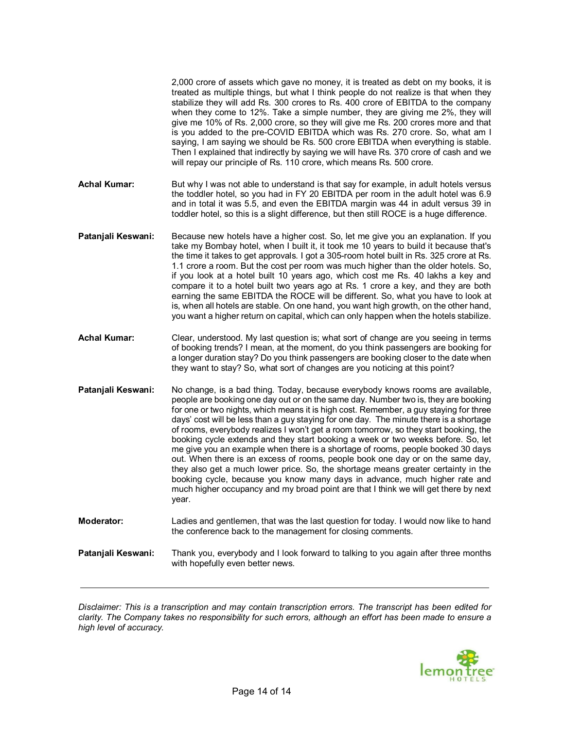2,000 crore of assets which gave no money, it is treated as debt on my books, it is treated as multiple things, but what I think people do not realize is that when they stabilize they will add Rs. 300 crores to Rs. 400 crore of EBITDA to the company when they come to 12%. Take a simple number, they are giving me 2%, they will give me 10% of Rs. 2,000 crore, so they will give me Rs. 200 crores more and that is you added to the pre-COVID EBITDA which was Rs. 270 crore. So, what am I saying, I am saying we should be Rs. 500 crore EBITDA when everything is stable. Then I explained that indirectly by saying we will have Rs. 370 crore of cash and we will repay our principle of Rs. 110 crore, which means Rs. 500 crore.

**Achal Kumar:** But why I was not able to understand is that say for example, in adult hotels versus the toddler hotel, so you had in FY 20 EBITDA per room in the adult hotel was 6.9 and in total it was 5.5, and even the EBITDA margin was 44 in adult versus 39 in toddler hotel, so this is a slight difference, but then still ROCE is a huge difference.

**Patanjali Keswani:** Because new hotels have a higher cost. So, let me give you an explanation. If you take my Bombay hotel, when I built it, it took me 10 years to build it because that's the time it takes to get approvals. I got a 305-room hotel built in Rs. 325 crore at Rs. 1.1 crore a room. But the cost per room was much higher than the older hotels. So, if you look at a hotel built 10 years ago, which cost me Rs. 40 lakhs a key and compare it to a hotel built two years ago at Rs. 1 crore a key, and they are both earning the same EBITDA the ROCE will be different. So, what you have to look at is, when all hotels are stable. On one hand, you want high growth, on the other hand, you want a higher return on capital, which can only happen when the hotels stabilize.

**Achal Kumar:** Clear, understood. My last question is; what sort of change are you seeing in terms of booking trends? I mean, at the moment, do you think passengers are booking for a longer duration stay? Do you think passengers are booking closer to the date when they want to stay? So, what sort of changes are you noticing at this point?

**Patanjali Keswani:** No change, is a bad thing. Today, because everybody knows rooms are available, people are booking one day out or on the same day. Number two is, they are booking for one or two nights, which means it is high cost. Remember, a guy staying for three days' cost will be less than a guy staying for one day. The minute there is a shortage of rooms, everybody realizes I won't get a room tomorrow, so they start booking, the booking cycle extends and they start booking a week or two weeks before. So, let me give you an example when there is a shortage of rooms, people booked 30 days out. When there is an excess of rooms, people book one day or on the same day, they also get a much lower price. So, the shortage means greater certainty in the booking cycle, because you know many days in advance, much higher rate and much higher occupancy and my broad point are that I think we will get there by next year.

**Moderator:** Ladies and gentlemen, that was the last question for today. I would now like to hand the conference back to the management for closing comments.

**Patanjali Keswani:** Thank you, everybody and I look forward to talking to you again after three months with hopefully even better news.

---

*Disclaimer: This is a transcription and may contain transcription errors. The transcript has been edited for clarity. The Company takes no responsibility for such errors, although an effort has been made to ensure a high level of accuracy.*